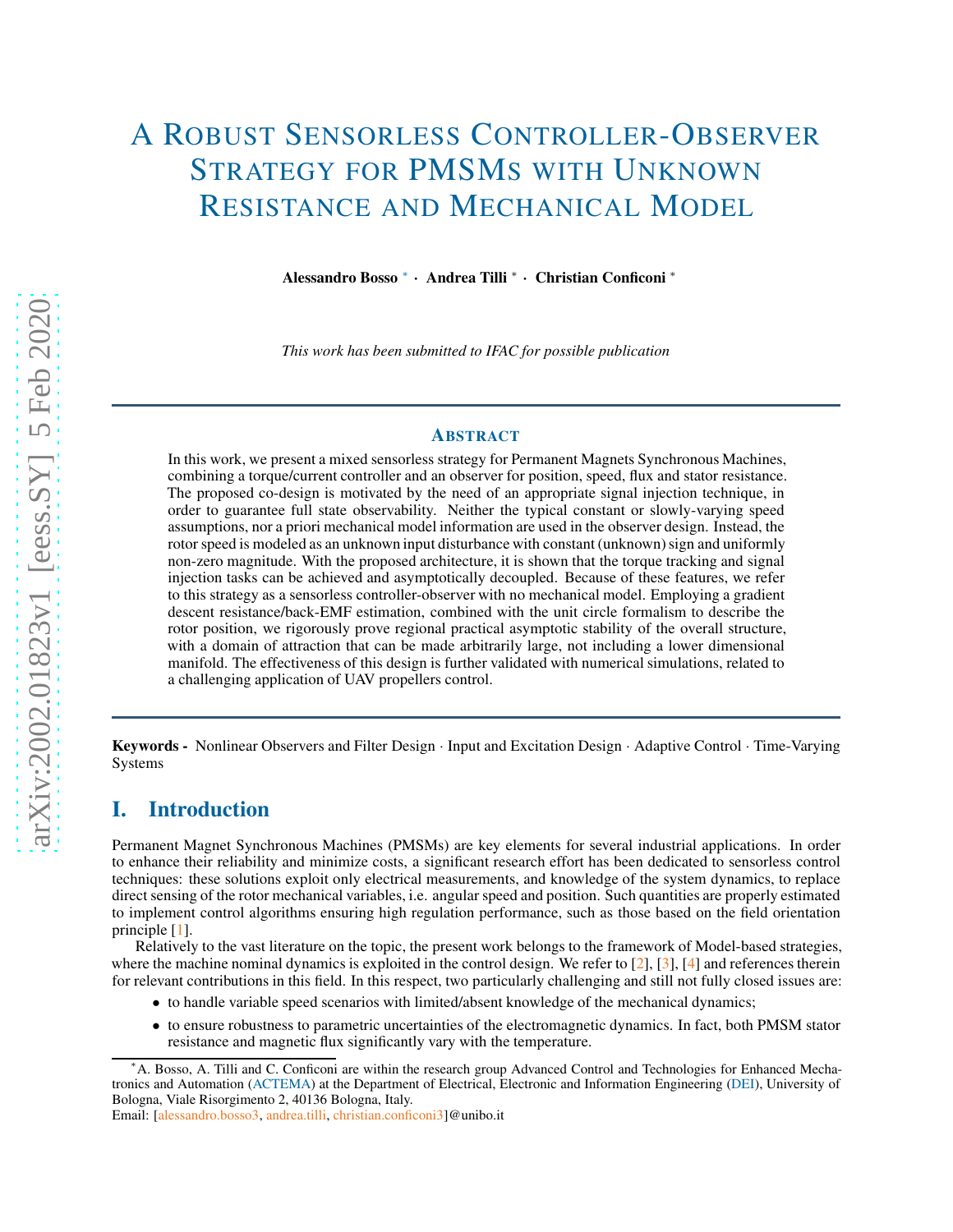# A Robust Sensorless Controller-Observer Strategy for PMSMs with Unknown Resistance and Mechanical Model

**Alessandro Bosso** [*] · **Andrea Tilli** [*] · **Christian Conficoni** [*]

*This work has been submitted to IFAC for possible publication*

## Abstract

In this work, we present a mixed sensorless strategy for Permanent Magnets Synchronous Machines, combining a torque/current controller and an observer for position, speed, flux and stator resistance. The proposed co-design is motivated by the need of an appropriate signal injection technique, in order to guarantee full state observability. Neither the typical constant or slowly-varying speed assumptions, nor a priori mechanical model information are used in the observer design. Instead, the rotor speed is modeled as an unknown input disturbance with constant (unknown) sign and uniformly non-zero magnitude. With the proposed architecture, it is shown that the torque tracking and signal injection tasks can be achieved and asymptotically decoupled. Because of these features, we refer to this strategy as a sensorless controller-observer with no mechanical model. Employing a gradient descent resistance/back-EMF estimation, combined with the unit circle formalism to describe the rotor position, we rigorously prove regional practical asymptotic stability of the overall structure, with a domain of attraction that can be made arbitrarily large, not including a lower dimensional manifold. The effectiveness of this design is further validated with numerical simulations, related to a challenging application of UAV propellers control.

**Keywords -** Nonlinear Observers and Filter Design · Input and Excitation Design · Adaptive Control · Time-Varying Systems

## I. Introduction

Permanent Magnet Synchronous Machines (PMSMs) are key elements for several industrial applications. In order to enhance their reliability and minimize costs, a significant research effort has been dedicated to sensorless control techniques: these solutions exploit only electrical measurements, and knowledge of the system dynamics, to replace direct sensing of the rotor mechanical variables, i.e. angular speed and position. Such quantities are properly estimated to implement control algorithms ensuring high regulation performance, such as those based on the field orientation principle [1].

Relatively to the vast literature on the topic, the present work belongs to the framework of Model-based strategies, where the machine nominal dynamics is exploited in the control design. We refer to [2], [3], [4] and references therein for relevant contributions in this field. In this respect, two particularly challenging and still not fully closed issues are:

- to handle variable speed scenarios with limited/absent knowledge of the mechanical dynamics;
- to ensure robustness to parametric uncertainties of the electromagnetic dynamics. In fact, both PMSM stator resistance and magnetic flux significantly vary with the temperature.

[*] A. Bosso, A. Tilli and C. Conficoni are within the research group Advanced Control and Technologies for Enhanced Mechatronics and Automation (ACTEMA) at the Department of Electrical, Electronic and Information Engineering (DEI), University of Bologna, Viale Risorgimento 2, 40136 Bologna, Italy.
Email: [alessandro.bosso3, andrea.tilli, christian.conficoni3]@unibo.it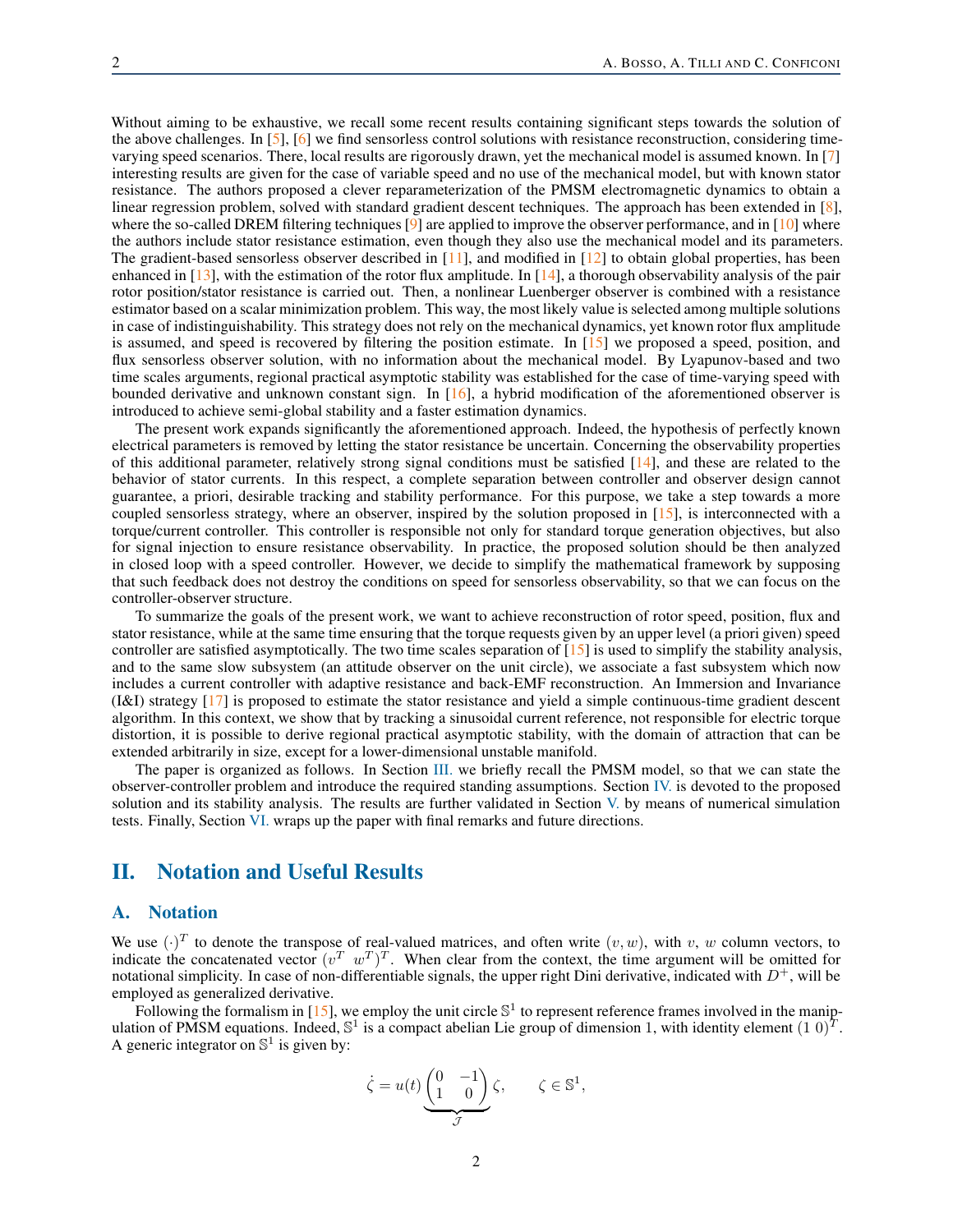Without aiming to be exhaustive, we recall some recent results containing significant steps towards the solution of the above challenges. In [5], [6] we find sensorless control solutions with resistance reconstruction, considering time-varying speed scenarios. There, local results are rigorously drawn, yet the mechanical model is assumed known. In [7] interesting results are given for the case of variable speed and no use of the mechanical model, but with known stator resistance. The authors proposed a clever reparameterization of the PMSM electromagnetic dynamics to obtain a linear regression problem, solved with standard gradient descent techniques. The approach has been extended in [8], where the so-called DREM filtering techniques [9] are applied to improve the observer performance, and in [10] where the authors include stator resistance estimation, even though they also use the mechanical model and its parameters. The gradient-based sensorless observer described in [11], and modified in [12] to obtain global properties, has been enhanced in [13], with the estimation of the rotor flux amplitude. In [14], a thorough observability analysis of the pair rotor position/stator resistance is carried out. Then, a nonlinear Luenberger observer is combined with a resistance estimator based on a scalar minimization problem. This way, the most likely value is selected among multiple solutions in case of indistinguishability. This strategy does not rely on the mechanical dynamics, yet known rotor flux amplitude is assumed, and speed is recovered by filtering the position estimate. In [15] we proposed a speed, position, and flux sensorless observer solution, with no information about the mechanical model. By Lyapunov-based and two time scales arguments, regional practical asymptotic stability was established for the case of time-varying speed with bounded derivative and unknown constant sign. In [16], a hybrid modification of the aforementioned observer is introduced to achieve semi-global stability and a faster estimation dynamics.

The present work expands significantly the aforementioned approach. Indeed, the hypothesis of perfectly known electrical parameters is removed by letting the stator resistance be uncertain. Concerning the observability properties of this additional parameter, relatively strong signal conditions must be satisfied [14], and these are related to the behavior of stator currents. In this respect, a complete separation between controller and observer design cannot guarantee, a priori, desirable tracking and stability performance. For this purpose, we take a step towards a more coupled sensorless strategy, where an observer, inspired by the solution proposed in [15], is interconnected with a torque/current controller. This controller is responsible not only for standard torque generation objectives, but also for signal injection to ensure resistance observability. In practice, the proposed solution should be then analyzed in closed loop with a speed controller. However, we decide to simplify the mathematical framework by supposing that such feedback does not destroy the conditions on speed for sensorless observability, so that we can focus on the controller-observer structure.

To summarize the goals of the present work, we want to achieve reconstruction of rotor speed, position, flux and stator resistance, while at the same time ensuring that the torque requests given by an upper level (a priori given) speed controller are satisfied asymptotically. The two time scales separation of [15] is used to simplify the stability analysis, and to the same slow subsystem (an attitude observer on the unit circle), we associate a fast subsystem which now includes a current controller with adaptive resistance and back-EMF reconstruction. An Immersion and Invariance (I&I) strategy [17] is proposed to estimate the stator resistance and yield a simple continuous-time gradient descent algorithm. In this context, we show that by tracking a sinusoidal current reference, not responsible for electric torque distortion, it is possible to derive regional practical asymptotic stability, with the domain of attraction that can be extended arbitrarily in size, except for a lower-dimensional unstable manifold.

The paper is organized as follows. In Section III. we briefly recall the PMSM model, so that we can state the observer-controller problem and introduce the required standing assumptions. Section IV. is devoted to the proposed solution and its stability analysis. The results are further validated in Section V. by means of numerical simulation tests. Finally, Section VI. wraps up the paper with final remarks and future directions.

## II. Notation and Useful Results

### A. Notation

We use $(\cdot)^T$ to denote the transpose of real-valued matrices, and often write $(v, w)$, with $v$, $w$ column vectors, to indicate the concatenated vector $(v^T \;\; w^T)^T$. When clear from the context, the time argument will be omitted for notational simplicity. In case of non-differentiable signals, the upper right Dini derivative, indicated with $D^+$, will be employed as generalized derivative.

Following the formalism in [15], we employ the unit circle $\mathbb{S}^1$ to represent reference frames involved in the manipulation of PMSM equations. Indeed, $\mathbb{S}^1$ is a compact abelian Lie group of dimension 1, with identity element $(1 \;\; 0)^T$. A generic integrator on $\mathbb{S}^1$ is given by:

$$\dot{\zeta} = u(t) \underbrace{\begin{pmatrix} 0 & -1 \\ 1 & 0 \end{pmatrix}}_{\mathcal{J}} \zeta, \qquad \zeta \in \mathbb{S}^1,$$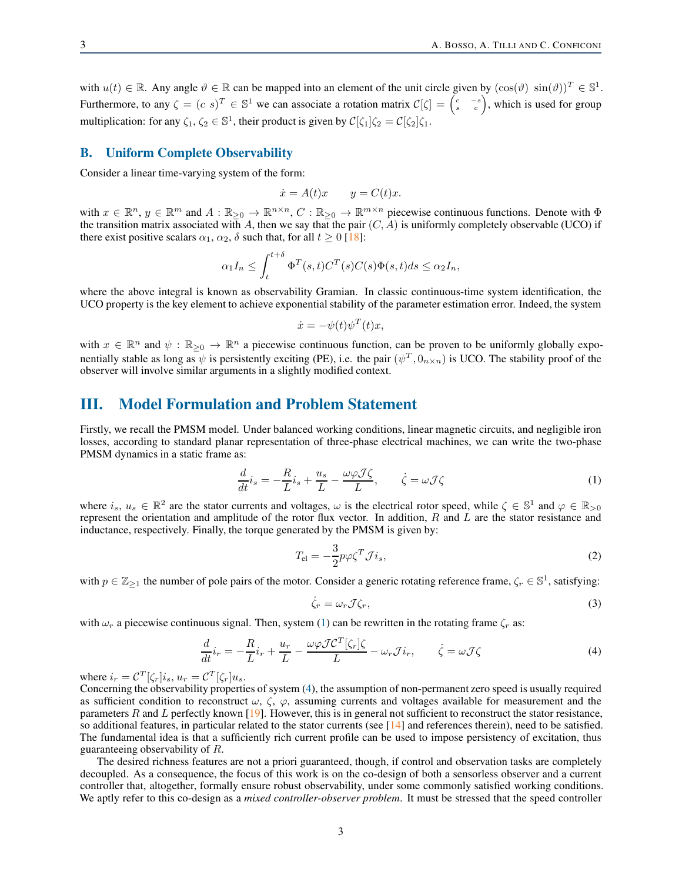with $u(t) \in \mathbb{R}$. Any angle $\vartheta \in \mathbb{R}$ can be mapped into an element of the unit circle given by $(\cos(\vartheta)\ \sin(\vartheta))^T \in \mathbb{S}^1$. Furthermore, to any $\zeta = (c\ s)^T \in \mathbb{S}^1$ we can associate a rotation matrix $\mathcal{C}[\zeta] = \begin{pmatrix} c & -s \\ s & c \end{pmatrix}$, which is used for group multiplication: for any $\zeta_1, \zeta_2 \in \mathbb{S}^1$, their product is given by $\mathcal{C}[\zeta_1]\zeta_2 = \mathcal{C}[\zeta_2]\zeta_1$.

## B. Uniform Complete Observability

Consider a linear time-varying system of the form:

$$\dot{x} = A(t)x \qquad y = C(t)x.$$

with $x \in \mathbb{R}^n$, $y \in \mathbb{R}^m$ and $A : \mathbb{R}_{\geq 0} \to \mathbb{R}^{n\times n}$, $C : \mathbb{R}_{\geq 0} \to \mathbb{R}^{m\times n}$ piecewise continuous functions. Denote with $\Phi$ the transition matrix associated with $A$, then we say that the pair $(C, A)$ is uniformly completely observable (UCO) if there exist positive scalars $\alpha_1$, $\alpha_2$, $\delta$ such that, for all $t \geq 0$ [18]:

$$\alpha_1 I_n \leq \int_t^{t+\delta} \Phi^T(s,t) C^T(s) C(s) \Phi(s,t) ds \leq \alpha_2 I_n,$$

where the above integral is known as observability Gramian. In classic continuous-time system identification, the UCO property is the key element to achieve exponential stability of the parameter estimation error. Indeed, the system

$$\dot{x} = -\psi(t)\psi^T(t)x,$$

with $x \in \mathbb{R}^n$ and $\psi : \mathbb{R}_{\geq 0} \to \mathbb{R}^n$ a piecewise continuous function, can be proven to be uniformly globally exponentially stable as long as $\psi$ is persistently exciting (PE), i.e. the pair $(\psi^T, 0_{n\times n})$ is UCO. The stability proof of the observer will involve similar arguments in a slightly modified context.

# III. Model Formulation and Problem Statement

Firstly, we recall the PMSM model. Under balanced working conditions, linear magnetic circuits, and negligible iron losses, according to standard planar representation of three-phase electrical machines, we can write the two-phase PMSM dynamics in a static frame as:

$$\frac{d}{dt} i_s = -\frac{R}{L} i_s + \frac{u_s}{L} - \frac{\omega \varphi \mathcal{J} \zeta}{L}, \qquad \dot{\zeta} = \omega \mathcal{J} \zeta \tag{1}$$

where $i_s$, $u_s \in \mathbb{R}^2$ are the stator currents and voltages, $\omega$ is the electrical rotor speed, while $\zeta \in \mathbb{S}^1$ and $\varphi \in \mathbb{R}_{>0}$ represent the orientation and amplitude of the rotor flux vector. In addition, $R$ and $L$ are the stator resistance and inductance, respectively. Finally, the torque generated by the PMSM is given by:

$$T_{\text{el}} = -\frac{3}{2} p \varphi \zeta^T \mathcal{J} i_s, \tag{2}$$

with $p \in \mathbb{Z}_{\geq 1}$ the number of pole pairs of the motor. Consider a generic rotating reference frame, $\zeta_r \in \mathbb{S}^1$, satisfying:

$$\dot{\zeta}_r = \omega_r \mathcal{J} \zeta_r, \tag{3}$$

with $\omega_r$ a piecewise continuous signal. Then, system (1) can be rewritten in the rotating frame $\zeta_r$ as:

$$\frac{d}{dt} i_r = -\frac{R}{L} i_r + \frac{u_r}{L} - \frac{\omega \varphi \mathcal{J} \mathcal{C}^T[\zeta_r]\zeta}{L} - \omega_r \mathcal{J} i_r, \qquad \dot{\zeta} = \omega \mathcal{J} \zeta \tag{4}$$

where $i_r = \mathcal{C}^T[\zeta_r] i_s$, $u_r = \mathcal{C}^T[\zeta_r] u_s$.

Concerning the observability properties of system (4), the assumption of non-permanent zero speed is usually required as sufficient condition to reconstruct $\omega$, $\zeta$, $\varphi$, assuming currents and voltages available for measurement and the parameters $R$ and $L$ perfectly known [19]. However, this is in general not sufficient to reconstruct the stator resistance, so additional features, in particular related to the stator currents (see [14] and references therein), need to be satisfied. The fundamental idea is that a sufficiently rich current profile can be used to impose persistency of excitation, thus guaranteeing observability of $R$.

The desired richness features are not a priori guaranteed, though, if control and observation tasks are completely decoupled. As a consequence, the focus of this work is on the co-design of both a sensorless observer and a current controller that, altogether, formally ensure robust observability, under some commonly satisfied working conditions. We aptly refer to this co-design as a *mixed controller-observer problem*. It must be stressed that the speed controller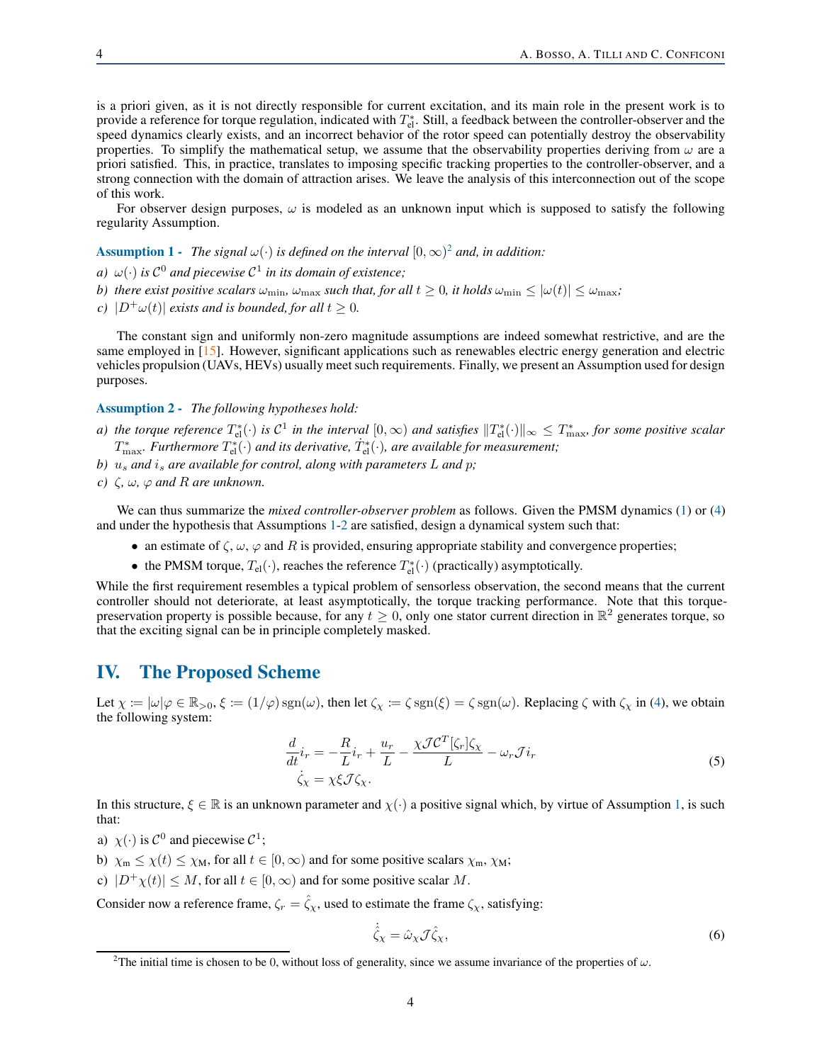is a priori given, as it is not directly responsible for current excitation, and its main role in the present work is to provide a reference for torque regulation, indicated with $T_{\rm el}^*$. Still, a feedback between the controller-observer and the speed dynamics clearly exists, and an incorrect behavior of the rotor speed can potentially destroy the observability properties. To simplify the mathematical setup, we assume that the observability properties deriving from $\omega$ are a priori satisfied. This, in practice, translates to imposing specific tracking properties to the controller-observer, and a strong connection with the domain of attraction arises. We leave the analysis of this interconnection out of the scope of this work.

For observer design purposes, $\omega$ is modeled as an unknown input which is supposed to satisfy the following regularity Assumption.

**Assumption 1 -** *The signal $\omega(\cdot)$ is defined on the interval $[0, \infty)$*[2] *and, in addition:*

*a) $\omega(\cdot)$ is $\mathcal{C}^0$ and piecewise $\mathcal{C}^1$ in its domain of existence;*

*b) there exist positive scalars $\omega_{\min}$, $\omega_{\max}$ such that, for all $t \geq 0$, it holds $\omega_{\min} \leq |\omega(t)| \leq \omega_{\max}$;*

*c) $|D^+\omega(t)|$ exists and is bounded, for all $t \geq 0$.*

The constant sign and uniformly non-zero magnitude assumptions are indeed somewhat restrictive, and are the same employed in [15]. However, significant applications such as renewables electric energy generation and electric vehicles propulsion (UAVs, HEVs) usually meet such requirements. Finally, we present an Assumption used for design purposes.

**Assumption 2 -** *The following hypotheses hold:*

*a) the torque reference $T_{\rm el}^*(\cdot)$ is $\mathcal{C}^1$ in the interval $[0, \infty)$ and satisfies $\|T_{\rm el}^*(\cdot)\|_\infty \leq T_{\max}^*$, for some positive scalar $T_{\max}^*$. Furthermore $T_{\rm el}^*(\cdot)$ and its derivative, $\dot{T}_{\rm el}^*(\cdot)$, are available for measurement;*

*b) $u_s$ and $i_s$ are available for control, along with parameters $L$ and $p$;*

*c) $\zeta$, $\omega$, $\varphi$ and $R$ are unknown.*

We can thus summarize the *mixed controller-observer problem* as follows. Given the PMSM dynamics (1) or (4) and under the hypothesis that Assumptions 1-2 are satisfied, design a dynamical system such that:

- an estimate of $\zeta$, $\omega$, $\varphi$ and $R$ is provided, ensuring appropriate stability and convergence properties;
- the PMSM torque, $T_{\rm el}(\cdot)$, reaches the reference $T_{\rm el}^*(\cdot)$ (practically) asymptotically.

While the first requirement resembles a typical problem of sensorless observation, the second means that the current controller should not deteriorate, at least asymptotically, the torque tracking performance. Note that this torque-preservation property is possible because, for any $t \geq 0$, only one stator current direction in $\mathbb{R}^2$ generates torque, so that the exciting signal can be in principle completely masked.

# IV. The Proposed Scheme

Let $\chi := |\omega|\varphi \in \mathbb{R}_{>0}$, $\xi := (1/\varphi)\,\mathrm{sgn}(\omega)$, then let $\zeta_\chi := \zeta\,\mathrm{sgn}(\xi) = \zeta\,\mathrm{sgn}(\omega)$. Replacing $\zeta$ with $\zeta_\chi$ in (4), we obtain the following system:

$$
\begin{aligned}
\frac{d}{dt} i_r &= -\frac{R}{L} i_r + \frac{u_r}{L} - \frac{\chi \mathcal{J} \mathcal{C}^T[\zeta_r]\zeta_\chi}{L} - \omega_r \mathcal{J} i_r \\
\dot{\zeta}_\chi &= \chi \xi \mathcal{J} \zeta_\chi.
\end{aligned}
\tag{5}
$$

In this structure, $\xi \in \mathbb{R}$ is an unknown parameter and $\chi(\cdot)$ a positive signal which, by virtue of Assumption 1, is such that:

a) $\chi(\cdot)$ is $\mathcal{C}^0$ and piecewise $\mathcal{C}^1$;

b) $\chi_{\rm m} \leq \chi(t) \leq \chi_{\rm M}$, for all $t \in [0, \infty)$ and for some positive scalars $\chi_{\rm m}$, $\chi_{\rm M}$;

c) $|D^+\chi(t)| \leq M$, for all $t \in [0, \infty)$ and for some positive scalar $M$.

Consider now a reference frame, $\zeta_r = \hat{\zeta}_\chi$, used to estimate the frame $\zeta_\chi$, satisfying:

$$
\dot{\hat{\zeta}}_\chi = \hat{\omega}_\chi \mathcal{J} \hat{\zeta}_\chi,
\tag{6}
$$

[2] The initial time is chosen to be 0, without loss of generality, since we assume invariance of the properties of $\omega$.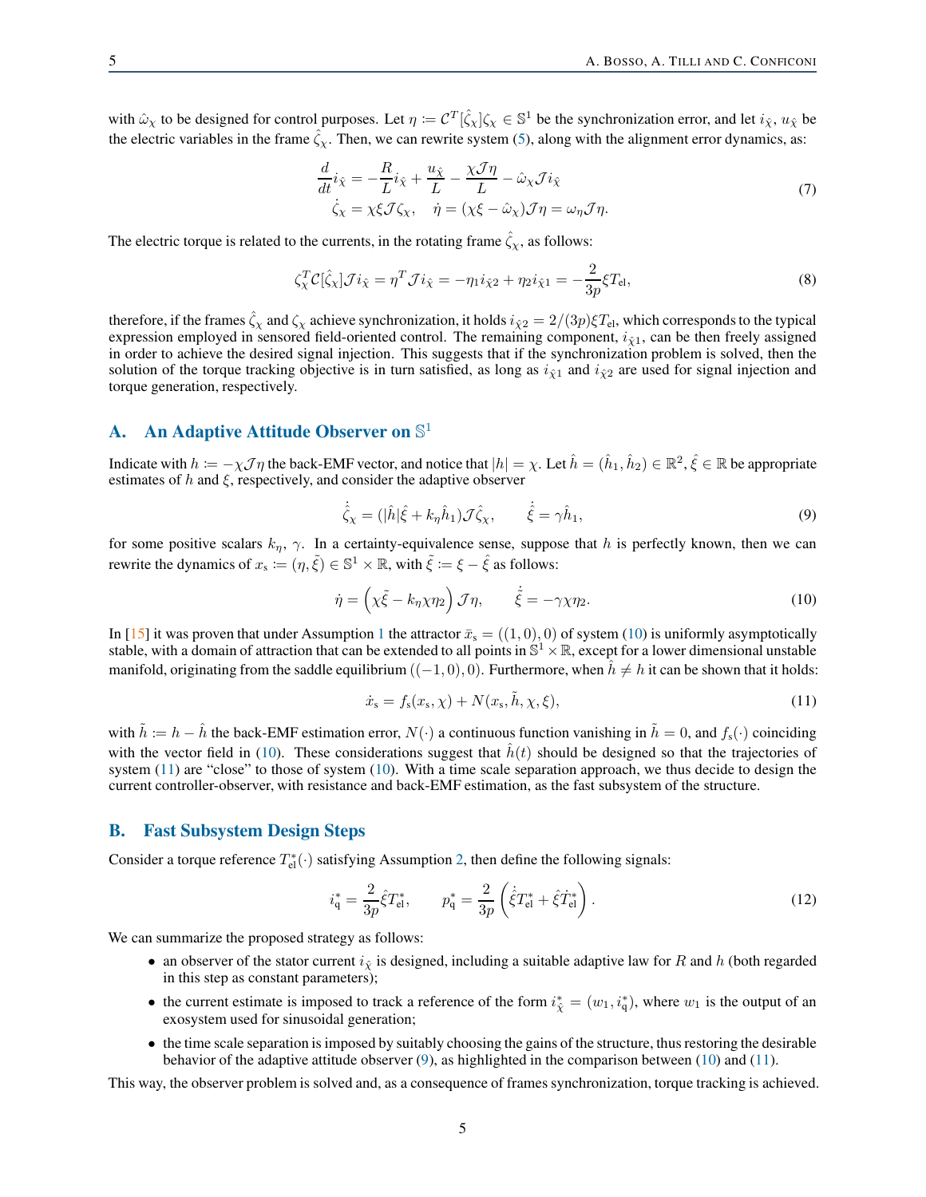with $\hat{\omega}_\chi$ to be designed for control purposes. Let $\eta := \mathcal{C}^T[\hat{\zeta}_\chi]\zeta_\chi \in \mathbb{S}^1$ be the synchronization error, and let $i_{\hat{\chi}}$, $u_{\hat{\chi}}$ be the electric variables in the frame $\hat{\zeta}_\chi$. Then, we can rewrite system (5), along with the alignment error dynamics, as:

$$
\begin{aligned}
\frac{d}{dt} i_{\hat{\chi}} &= -\frac{R}{L} i_{\hat{\chi}} + \frac{u_{\hat{\chi}}}{L} - \frac{\chi \mathcal{J} \eta}{L} - \hat{\omega}_\chi \mathcal{J} i_{\hat{\chi}} \\
\dot{\zeta}_\chi &= \chi \xi \mathcal{J} \zeta_\chi, \quad \dot{\eta} = (\chi \xi - \hat{\omega}_\chi) \mathcal{J} \eta = \omega_\eta \mathcal{J} \eta.
\end{aligned} \tag{7}
$$

The electric torque is related to the currents, in the rotating frame $\hat{\zeta}_\chi$, as follows:

$$
\zeta_\chi^T \mathcal{C}[\hat{\zeta}_\chi] \mathcal{J} i_{\hat{\chi}} = \eta^T \mathcal{J} i_{\hat{\chi}} = -\eta_1 i_{\hat{\chi}2} + \eta_2 i_{\hat{\chi}1} = -\frac{2}{3p} \xi T_{\text{el}}, \tag{8}
$$

therefore, if the frames $\hat{\zeta}_\chi$ and $\zeta_\chi$ achieve synchronization, it holds $i_{\hat{\chi}2} = 2/(3p)\xi T_{\text{el}}$, which corresponds to the typical expression employed in sensored field-oriented control. The remaining component, $i_{\hat{\chi}1}$, can be then freely assigned in order to achieve the desired signal injection. This suggests that if the synchronization problem is solved, then the solution of the torque tracking objective is in turn satisfied, as long as $i_{\hat{\chi}1}$ and $i_{\hat{\chi}2}$ are used for signal injection and torque generation, respectively.

## A. An Adaptive Attitude Observer on $\mathbb{S}^1$

Indicate with $h := -\chi \mathcal{J} \eta$ the back-EMF vector, and notice that $|h| = \chi$. Let $\hat{h} = (\hat{h}_1, \hat{h}_2) \in \mathbb{R}^2$, $\hat{\xi} \in \mathbb{R}$ be appropriate estimates of $h$ and $\xi$, respectively, and consider the adaptive observer

$$
\dot{\hat{\zeta}}_\chi = (|\hat{h}|\hat{\xi} + k_\eta \hat{h}_1) \mathcal{J} \hat{\zeta}_\chi, \qquad \dot{\hat{\xi}} = \gamma \hat{h}_1, \tag{9}
$$

for some positive scalars $k_\eta$, $\gamma$. In a certainty-equivalence sense, suppose that $h$ is perfectly known, then we can rewrite the dynamics of $x_{\text{s}} := (\eta, \tilde{\xi}) \in \mathbb{S}^1 \times \mathbb{R}$, with $\tilde{\xi} := \xi - \hat{\xi}$ as follows:

$$
\dot{\eta} = \left( \chi \tilde{\xi} - k_\eta \chi \eta_2 \right) \mathcal{J} \eta, \qquad \dot{\tilde{\xi}} = -\gamma \chi \eta_2. \tag{10}
$$

In [15] it was proven that under Assumption 1 the attractor $\bar{x}_{\text{s}} = ((1,0), 0)$ of system (10) is uniformly asymptotically stable, with a domain of attraction that can be extended to all points in $\mathbb{S}^1 \times \mathbb{R}$, except for a lower dimensional unstable manifold, originating from the saddle equilibrium $((-1,0),0)$. Furthermore, when $\hat{h} \neq h$ it can be shown that it holds:

$$
\dot{x}_{\text{s}} = f_{\text{s}}(x_{\text{s}}, \chi) + N(x_{\text{s}}, \tilde{h}, \chi, \xi), \tag{11}
$$

with $\tilde{h} := h - \hat{h}$ the back-EMF estimation error, $N(\cdot)$ a continuous function vanishing in $\tilde{h} = 0$, and $f_{\text{s}}(\cdot)$ coinciding with the vector field in (10). These considerations suggest that $\hat{h}(t)$ should be designed so that the trajectories of system (11) are "close" to those of system (10). With a time scale separation approach, we thus decide to design the current controller-observer, with resistance and back-EMF estimation, as the fast subsystem of the structure.

## B. Fast Subsystem Design Steps

Consider a torque reference $T_{\text{el}}^*(\cdot)$ satisfying Assumption 2, then define the following signals:

$$
i_{\text{q}}^* = \frac{2}{3p} \hat{\xi} T_{\text{el}}^*, \qquad p_{\text{q}}^* = \frac{2}{3p} \left( \dot{\hat{\xi}} T_{\text{el}}^* + \hat{\xi} \dot{T}_{\text{el}}^* \right). \tag{12}
$$

We can summarize the proposed strategy as follows:

- an observer of the stator current $i_{\hat{\chi}}$ is designed, including a suitable adaptive law for $R$ and $h$ (both regarded in this step as constant parameters);
- the current estimate is imposed to track a reference of the form $i_{\hat{\chi}}^* = (w_1, i_{\text{q}}^*)$, where $w_1$ is the output of an exosystem used for sinusoidal generation;
- the time scale separation is imposed by suitably choosing the gains of the structure, thus restoring the desirable behavior of the adaptive attitude observer (9), as highlighted in the comparison between (10) and (11).

This way, the observer problem is solved and, as a consequence of frames synchronization, torque tracking is achieved.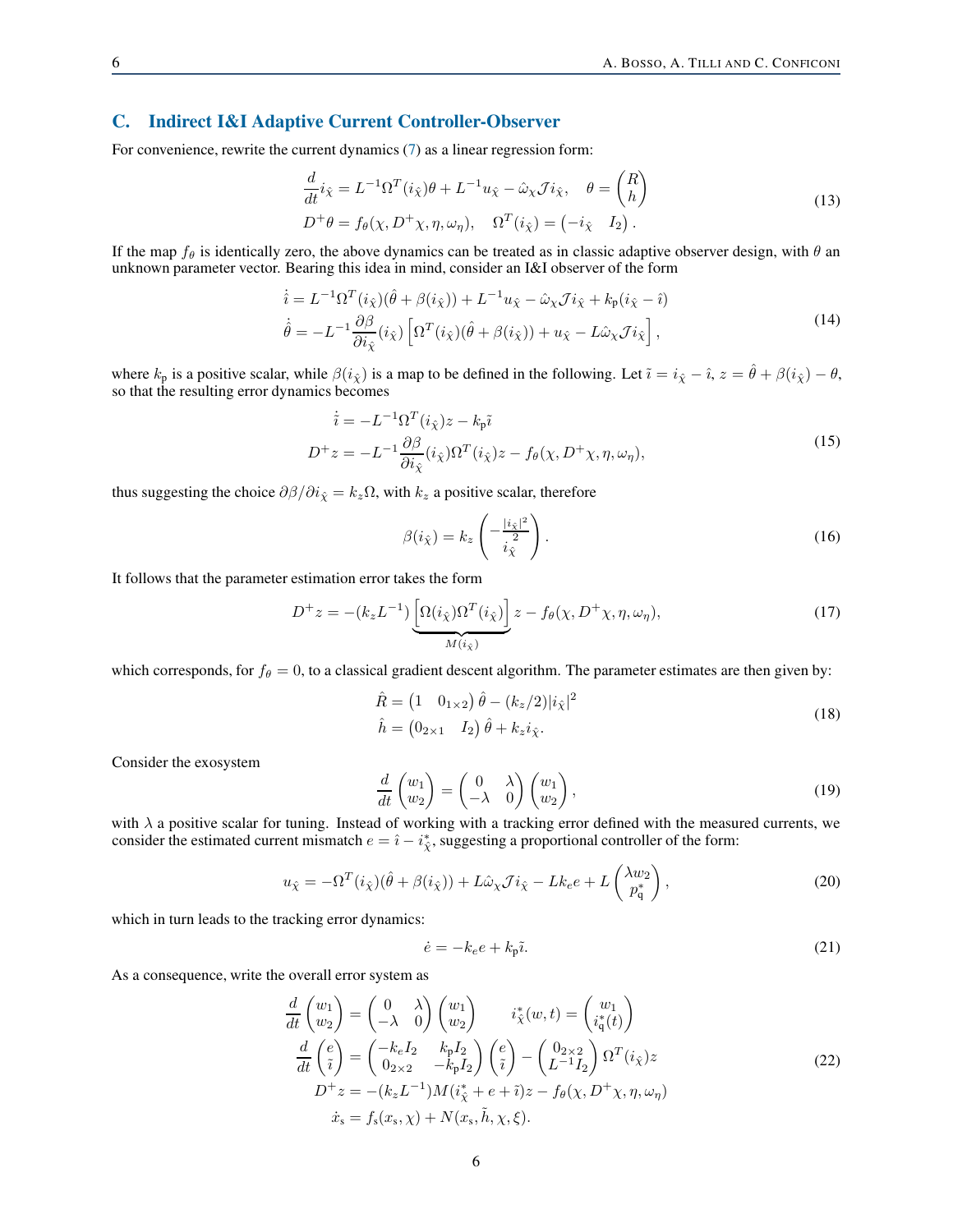## C. Indirect I&I Adaptive Current Controller-Observer

For convenience, rewrite the current dynamics (7) as a linear regression form:

$$
\begin{aligned}
&\frac{d}{dt} i_{\hat{\chi}} = L^{-1}\Omega^T(i_{\hat{\chi}})\theta + L^{-1}u_{\hat{\chi}} - \hat{\omega}_\chi \mathcal{J} i_{\hat{\chi}}, \quad \theta = \begin{pmatrix} R \\ h \end{pmatrix} \\
&D^+\theta = f_\theta(\chi, D^+\chi, \eta, \omega_\eta), \quad \Omega^T(i_{\hat{\chi}}) = \begin{pmatrix} -i_{\hat{\chi}} & I_2 \end{pmatrix}.
\end{aligned}
\tag{13}
$$

If the map $f_\theta$ is identically zero, the above dynamics can be treated as in classic adaptive observer design, with $\theta$ an unknown parameter vector. Bearing this idea in mind, consider an I&I observer of the form

$$
\begin{aligned}
\dot{\hat{i}} &= L^{-1}\Omega^T(i_{\hat{\chi}})(\hat{\theta} + \beta(i_{\hat{\chi}})) + L^{-1}u_{\hat{\chi}} - \hat{\omega}_\chi \mathcal{J} i_{\hat{\chi}} + k_{\rm p}(i_{\hat{\chi}} - \hat{\imath}) \\
\dot{\hat{\theta}} &= -L^{-1}\frac{\partial \beta}{\partial i_{\hat{\chi}}}(i_{\hat{\chi}}) \left[ \Omega^T(i_{\hat{\chi}})(\hat{\theta} + \beta(i_{\hat{\chi}})) + u_{\hat{\chi}} - L\hat{\omega}_\chi \mathcal{J} i_{\hat{\chi}} \right],
\end{aligned}
\tag{14}
$$

where $k_{\rm p}$ is a positive scalar, while $\beta(i_{\hat{\chi}})$ is a map to be defined in the following. Let $\tilde{\imath} = i_{\hat{\chi}} - \hat{\imath}$, $z = \hat{\theta} + \beta(i_{\hat{\chi}}) - \theta$, so that the resulting error dynamics becomes

$$
\begin{aligned}
\dot{\tilde{\imath}} &= -L^{-1}\Omega^T(i_{\hat{\chi}})z - k_{\rm p}\tilde{\imath} \\
D^+ z &= -L^{-1}\frac{\partial \beta}{\partial i_{\hat{\chi}}}(i_{\hat{\chi}})\Omega^T(i_{\hat{\chi}})z - f_\theta(\chi, D^+\chi, \eta, \omega_\eta),
\end{aligned}
\tag{15}
$$

thus suggesting the choice $\partial\beta/\partial i_{\hat{\chi}} = k_z \Omega$, with $k_z$ a positive scalar, therefore

$$
\beta(i_{\hat{\chi}}) = k_z \begin{pmatrix} -\frac{|i_{\hat{\chi}}|^2}{2} \\ i_{\hat{\chi}} \end{pmatrix}.
\tag{16}
$$

It follows that the parameter estimation error takes the form

$$
D^+ z = -(k_z L^{-1}) \underbrace{\left[ \Omega(i_{\hat{\chi}})\Omega^T(i_{\hat{\chi}}) \right]}_{M(i_{\hat{\chi}})} z - f_\theta(\chi, D^+\chi, \eta, \omega_\eta),
\tag{17}
$$

which corresponds, for $f_\theta = 0$, to a classical gradient descent algorithm. The parameter estimates are then given by:

$$
\begin{aligned}
\hat{R} &= \begin{pmatrix} 1 & 0_{1\times 2} \end{pmatrix} \hat{\theta} - (k_z/2)|i_{\hat{\chi}}|^2 \\
\hat{h} &= \begin{pmatrix} 0_{2\times 1} & I_2 \end{pmatrix} \hat{\theta} + k_z i_{\hat{\chi}}.
\end{aligned}
\tag{18}
$$

Consider the exosystem

$$
\frac{d}{dt}\begin{pmatrix} w_1 \\ w_2 \end{pmatrix} = \begin{pmatrix} 0 & \lambda \\ -\lambda & 0 \end{pmatrix} \begin{pmatrix} w_1 \\ w_2 \end{pmatrix},
\tag{19}
$$

with $\lambda$ a positive scalar for tuning. Instead of working with a tracking error defined with the measured currents, we consider the estimated current mismatch $e = \hat{\imath} - i^*_{\hat{\chi}}$, suggesting a proportional controller of the form:

$$
u_{\hat{\chi}} = -\Omega^T(i_{\hat{\chi}})(\hat{\theta} + \beta(i_{\hat{\chi}})) + L\hat{\omega}_\chi \mathcal{J} i_{\hat{\chi}} - Lk_e e + L\begin{pmatrix} \lambda w_2 \\ p^*_{\rm q} \end{pmatrix},
\tag{20}
$$

which in turn leads to the tracking error dynamics:

$$
\dot{e} = -k_e e + k_{\rm p}\tilde{\imath}.
\tag{21}
$$

As a consequence, write the overall error system as

$$
\begin{aligned}
\frac{d}{dt}\begin{pmatrix} w_1 \\ w_2 \end{pmatrix} &= \begin{pmatrix} 0 & \lambda \\ -\lambda & 0 \end{pmatrix}\begin{pmatrix} w_1 \\ w_2 \end{pmatrix} \qquad i^*_{\hat{\chi}}(w,t) = \begin{pmatrix} w_1 \\ i^*_{\rm q}(t) \end{pmatrix} \\
\frac{d}{dt}\begin{pmatrix} e \\ \tilde{\imath} \end{pmatrix} &= \begin{pmatrix} -k_e I_2 & k_{\rm p} I_2 \\ 0_{2\times 2} & -k_{\rm p} I_2 \end{pmatrix}\begin{pmatrix} e \\ \tilde{\imath} \end{pmatrix} - \begin{pmatrix} 0_{2\times 2} \\ L^{-1} I_2 \end{pmatrix} \Omega^T(i_{\hat{\chi}})z \\
D^+ z &= -(k_z L^{-1}) M(i^*_{\hat{\chi}} + e + \tilde{\imath})z - f_\theta(\chi, D^+\chi, \eta, \omega_\eta) \\
\dot{x}_{\rm s} &= f_{\rm s}(x_{\rm s}, \chi) + N(x_{\rm s}, \tilde{h}, \chi, \xi).
\end{aligned}
\tag{22}
$$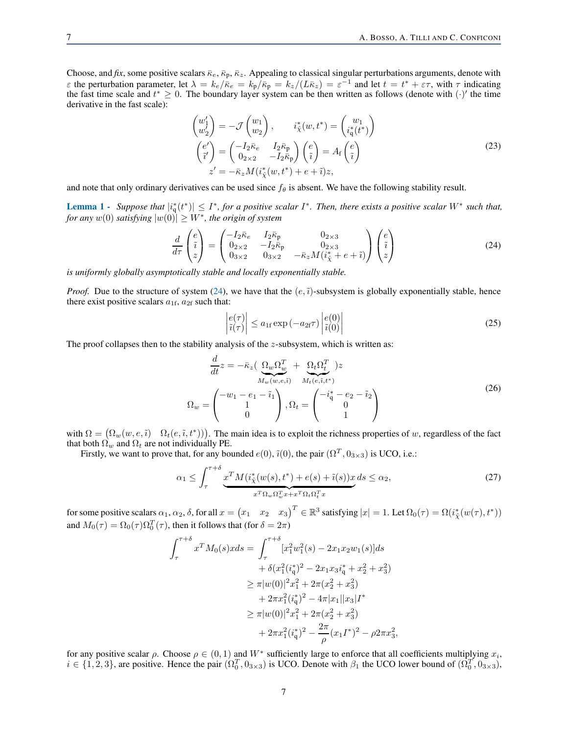Choose, and *fix*, some positive scalars $\bar{\kappa}_e$, $\bar{\kappa}_\mathrm{p}$, $\bar{\kappa}_z$. Appealing to classical singular perturbations arguments, denote with $\varepsilon$ the perturbation parameter, let $\lambda = k_e/\bar{\kappa}_e = k_\mathrm{p}/\bar{\kappa}_\mathrm{p} = k_z/(L\bar{\kappa}_z) = \varepsilon^{-1}$ and let $t = t^* + \varepsilon\tau$, with $\tau$ indicating the fast time scale and $t^* \geq 0$. The boundary layer system can be then written as follows (denote with $(\cdot)'$ the time derivative in the fast scale):

$$
\begin{aligned}
\begin{pmatrix} w_1' \\ w_2' \end{pmatrix} &= -\mathcal{J}\begin{pmatrix} w_1 \\ w_2 \end{pmatrix}, \qquad i_{\hat{\chi}}^*(w, t^*) = \begin{pmatrix} w_1 \\ i_\mathrm{q}^*(t^*) \end{pmatrix} \\
\begin{pmatrix} e' \\ \tilde{\imath}' \end{pmatrix} &= \begin{pmatrix} -I_2\bar{\kappa}_e & I_2\bar{\kappa}_\mathrm{p} \\ 0_{2\times 2} & -I_2\bar{\kappa}_\mathrm{p} \end{pmatrix}\begin{pmatrix} e \\ \tilde{\imath} \end{pmatrix} = A_\mathrm{f}\begin{pmatrix} e \\ \tilde{\imath} \end{pmatrix} \\
z' &= -\bar{\kappa}_z M(i_{\hat{\chi}}^*(w, t^*) + e + \tilde{\imath})z,
\end{aligned}
\tag{23}
$$

and note that only ordinary derivatives can be used since $f_\theta$ is absent. We have the following stability result.

**Lemma 1 -** *Suppose that $|i_\mathrm{q}^*(t^*)| \leq I^*$, for a positive scalar $I^*$. Then, there exists a positive scalar $W^*$ such that, for any $w(0)$ satisfying $|w(0)| \geq W^*$, the origin of system*

$$
\frac{d}{d\tau}\begin{pmatrix} e \\ \tilde{\imath} \\ z \end{pmatrix} = \begin{pmatrix} -I_2\bar{\kappa}_e & I_2\bar{\kappa}_\mathrm{p} & 0_{2\times 3} \\ 0_{2\times 2} & -I_2\bar{\kappa}_\mathrm{p} & 0_{2\times 3} \\ 0_{3\times 2} & 0_{3\times 2} & -\bar{\kappa}_z M(i_{\hat{\chi}}^* + e + \tilde{\imath}) \end{pmatrix}\begin{pmatrix} e \\ \tilde{\imath} \\ z \end{pmatrix}
\tag{24}
$$

*is uniformly globally asymptotically stable and locally exponentially stable.*

*Proof.* Due to the structure of system (24), we have that the $(e, \tilde{\imath})$-subsystem is globally exponentially stable, hence there exist positive scalars $a_{1\mathrm{f}}$, $a_{2\mathrm{f}}$ such that:

$$
\left|\begin{matrix} e(\tau) \\ \tilde{\imath}(\tau) \end{matrix}\right| \leq a_{1\mathrm{f}} \exp\left(-a_{2\mathrm{f}}\tau\right)\left|\begin{matrix} e(0) \\ \tilde{\imath}(0) \end{matrix}\right|
\tag{25}
$$

The proof collapses then to the stability analysis of the $z$-subsystem, which is written as:

$$
\begin{aligned}
\frac{d}{dt}z &= -\bar{\kappa}_z(\underbrace{\Omega_w\Omega_w^T}_{M_w(w,e,\tilde{\imath})} + \underbrace{\Omega_t\Omega_t^T}_{M_t(e,\tilde{\imath},t^*)})z \\
\Omega_w &= \begin{pmatrix} -w_1 - e_1 - \tilde{\imath}_1 \\ 1 \\ 0 \end{pmatrix}, \Omega_t = \begin{pmatrix} -i_\mathrm{q}^* - e_2 - \tilde{\imath}_2 \\ 0 \\ 1 \end{pmatrix}
\end{aligned}
\tag{26}
$$

with $\Omega = \begin{pmatrix} \Omega_w(w, e, \tilde{\imath}) & \Omega_t(e, \tilde{\imath}, t^*) \end{pmatrix}$. The main idea is to exploit the richness properties of $w$, regardless of the fact that both $\Omega_w$ and $\Omega_t$ are not individually PE.

Firstly, we want to prove that, for any bounded $e(0)$, $\tilde{\imath}(0)$, the pair $(\Omega^T, 0_{3\times 3})$ is UCO, i.e.:

$$
\alpha_1 \leq \int_\tau^{\tau+\delta} \underbrace{x^T M(i_{\hat{\chi}}^*(w(s), t^*) + e(s) + \tilde{\imath}(s))x}_{x^T\Omega_w\Omega_w^T x + x^T\Omega_t\Omega_t^T x} ds \leq \alpha_2,
\tag{27}
$$

for some positive scalars $\alpha_1, \alpha_2, \delta$, for all $x = \begin{pmatrix} x_1 & x_2 & x_3 \end{pmatrix}^T \in \mathbb{R}^3$ satisfying $|x| = 1$. Let $\Omega_0(\tau) = \Omega(i_{\hat{\chi}}^*(w(\tau), t^*))$ and $M_0(\tau) = \Omega_0(\tau)\Omega_0^T(\tau)$, then it follows that (for $\delta = 2\pi$)

$$
\begin{aligned}
\int_\tau^{\tau+\delta} x^T M_0(s) x ds &= \int_\tau^{\tau+\delta}[x_1^2 w_1^2(s) - 2x_1x_2w_1(s)]ds \\
&\quad + \delta(x_1^2(i_\mathrm{q}^*)^2 - 2x_1x_3 i_\mathrm{q}^* + x_2^2 + x_3^2) \\
&\geq \pi|w(0)|^2 x_1^2 + 2\pi(x_2^2 + x_3^2) \\
&\quad + 2\pi x_1^2(i_\mathrm{q}^*)^2 - 4\pi|x_1||x_3|I^* \\
&\geq \pi|w(0)|^2 x_1^2 + 2\pi(x_2^2 + x_3^2) \\
&\quad + 2\pi x_1^2(i_\mathrm{q}^*)^2 - \frac{2\pi}{\rho}(x_1 I^*)^2 - \rho 2\pi x_3^2,
\end{aligned}
$$

for any positive scalar $\rho$. Choose $\rho \in (0, 1)$ and $W^*$ sufficiently large to enforce that all coefficients multiplying $x_i$, $i \in \{1, 2, 3\}$, are positive. Hence the pair $(\Omega_0^T, 0_{3\times 3})$ is UCO. Denote with $\beta_1$ the UCO lower bound of $(\Omega_0^T, 0_{3\times 3})$,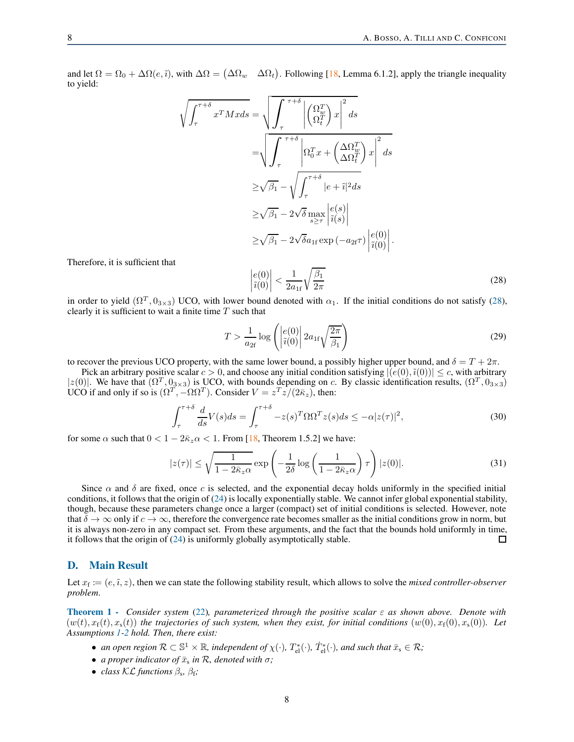and let $\Omega = \Omega_0 + \Delta\Omega(e, \tilde{\imath})$, with $\Delta\Omega = \begin{pmatrix} \Delta\Omega_w & \Delta\Omega_t \end{pmatrix}$. Following [18, Lemma 6.1.2], apply the triangle inequality to yield:

$$
\begin{aligned}
\sqrt{\int_\tau^{\tau+\delta} x^T M x ds} &= \sqrt{\int_\tau^{\tau+\delta} \left| \begin{pmatrix} \Omega_w^T \\ \Omega_t^T \end{pmatrix} x \right|^2 ds} \\
&= \sqrt{\int_\tau^{\tau+\delta} \left| \Omega_0^T x + \begin{pmatrix} \Delta\Omega_w^T \\ \Delta\Omega_t^T \end{pmatrix} x \right|^2 ds} \\
&\geq \sqrt{\beta_1} - \sqrt{\int_\tau^{\tau+\delta} |e + \tilde{\imath}|^2 ds} \\
&\geq \sqrt{\beta_1} - 2\sqrt{\delta} \max_{s \geq \tau} \left| \begin{matrix} e(s) \\ \tilde{\imath}(s) \end{matrix} \right| \\
&\geq \sqrt{\beta_1} - 2\sqrt{\delta} a_{1\text{f}} \exp(-a_{2\text{f}} \tau) \left| \begin{matrix} e(0) \\ \tilde{\imath}(0) \end{matrix} \right|.
\end{aligned}
$$

Therefore, it is sufficient that

$$
\left| \begin{matrix} e(0) \\ \tilde{\imath}(0) \end{matrix} \right| < \frac{1}{2a_{1\text{f}}} \sqrt{\frac{\beta_1}{2\pi}} \tag{28}
$$

in order to yield $(\Omega^T, 0_{3\times 3})$ UCO, with lower bound denoted with $\alpha_1$. If the initial conditions do not satisfy (28), clearly it is sufficient to wait a finite time $T$ such that

$$
T > \frac{1}{a_{2\text{f}}} \log \left( \left| \begin{matrix} e(0) \\ \tilde{\imath}(0) \end{matrix} \right| 2a_{1\text{f}} \sqrt{\frac{2\pi}{\beta_1}} \right) \tag{29}
$$

to recover the previous UCO property, with the same lower bound, a possibly higher upper bound, and $\delta = T + 2\pi$.

Pick an arbitrary positive scalar $c > 0$, and choose any initial condition satisfying $|(e(0), \tilde{\imath}(0))| \leq c$, with arbitrary $|z(0)|$. We have that $(\Omega^T, 0_{3\times 3})$ is UCO, with bounds depending on $c$. By classic identification results, $(\Omega^T, 0_{3\times 3})$ UCO if and only if so is $(\Omega^T, -\Omega\Omega^T)$. Consider $V = z^T z/(2\bar{\kappa}_z)$, then:

$$
\int_\tau^{\tau+\delta} \frac{d}{ds} V(s) ds = \int_\tau^{\tau+\delta} -z(s)^T \Omega\Omega^T z(s) ds \leq -\alpha |z(\tau)|^2, \tag{30}
$$

for some $\alpha$ such that $0 < 1 - 2\bar{\kappa}_z \alpha < 1$. From [18, Theorem 1.5.2] we have:

$$
|z(\tau)| \leq \sqrt{\frac{1}{1 - 2\bar{\kappa}_z \alpha}} \exp\left( -\frac{1}{2\delta} \log\left( \frac{1}{1 - 2\bar{\kappa}_z \alpha} \right) \tau \right) |z(0)|. \tag{31}
$$

Since $\alpha$ and $\delta$ are fixed, once $c$ is selected, and the exponential decay holds uniformly in the specified initial conditions, it follows that the origin of (24) is locally exponentially stable. We cannot infer global exponential stability, though, because these parameters change once a larger (compact) set of initial conditions is selected. However, note that $\delta \to \infty$ only if $c \to \infty$, therefore the convergence rate becomes smaller as the initial conditions grow in norm, but it is always non-zero in any compact set. From these arguments, and the fact that the bounds hold uniformly in time, it follows that the origin of (24) is uniformly globally asymptotically stable. $\square$

## D. Main Result

Let $x_\text{f} := (e, \tilde{\imath}, z)$, then we can state the following stability result, which allows to solve the *mixed controller-observer problem*.

**Theorem 1 -** *Consider system (22), parameterized through the positive scalar $\varepsilon$ as shown above. Denote with $(w(t), x_\text{f}(t), x_\text{s}(t))$ the trajectories of such system, when they exist, for initial conditions $(w(0), x_\text{f}(0), x_\text{s}(0))$. Let Assumptions 1-2 hold. Then, there exist:*

- *an open region $\mathcal{R} \subset \mathbb{S}^1 \times \mathbb{R}$, independent of $\chi(\cdot)$, $T^*_\text{el}(\cdot)$, $\dot{T}^*_\text{el}(\cdot)$, and such that $\bar{x}_\text{s} \in \mathcal{R}$;*
- *a proper indicator of $\bar{x}_\text{s}$ in $\mathcal{R}$, denoted with $\sigma$;*
- *class $\mathcal{KL}$ functions $\beta_\text{s}$, $\beta_\text{f}$;*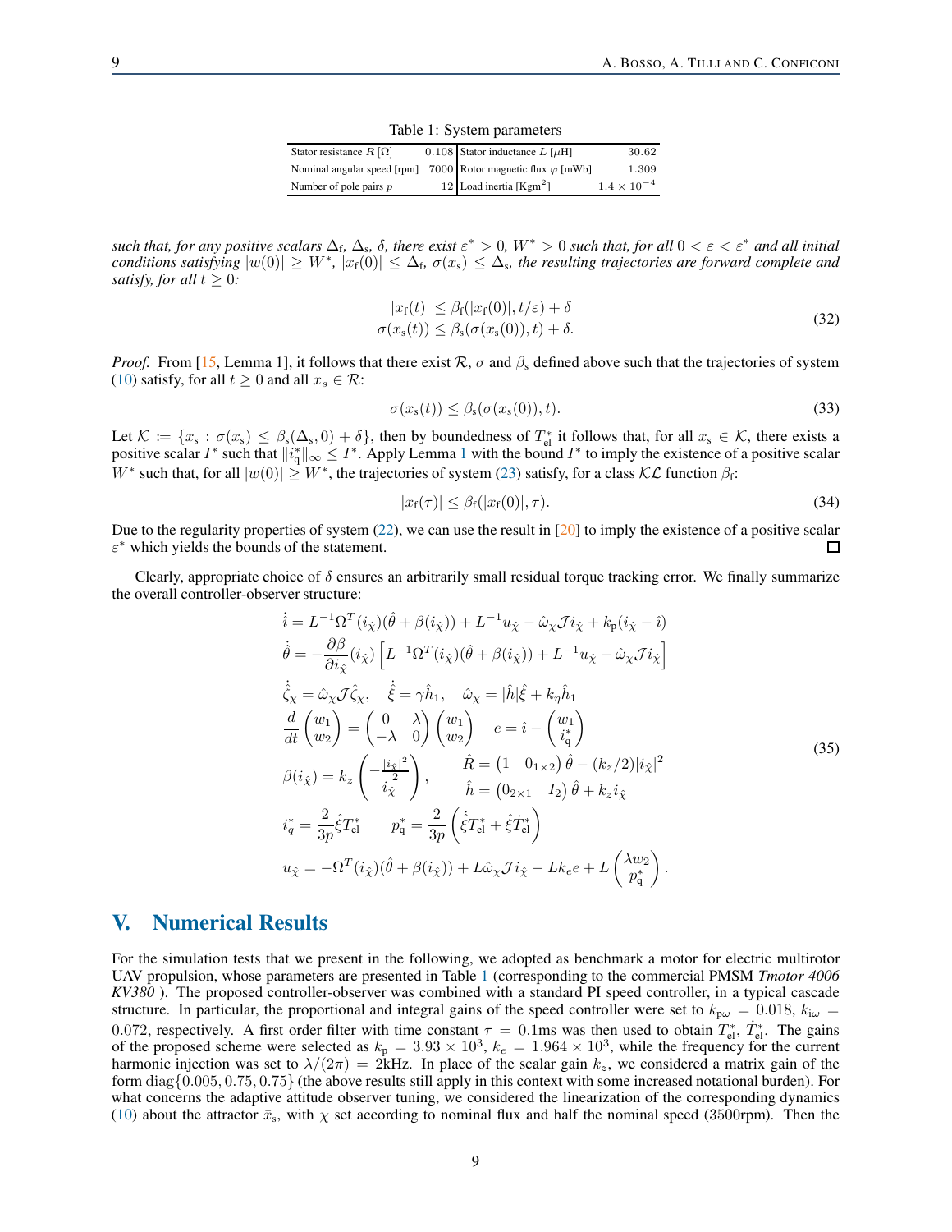Table 1: System parameters

| | | | |
|---|---|---|---|
| Stator resistance $R$ [Ω] | 0.108 | Stator inductance $L$ [μH] | 30.62 |
| Nominal angular speed [rpm] | 7000 | Rotor magnetic flux $\varphi$ [mWb] | 1.309 |
| Number of pole pairs $p$ | 12 | Load inertia [Kgm$^2$] | $1.4 \times 10^{-4}$ |

*such that, for any positive scalars $\Delta_\mathrm{f}$, $\Delta_\mathrm{s}$, $\delta$, there exist $\varepsilon^* > 0$, $W^* > 0$ such that, for all $0 < \varepsilon < \varepsilon^*$ and all initial conditions satisfying $|w(0)| \geq W^*$, $|x_\mathrm{f}(0)| \leq \Delta_\mathrm{f}$, $\sigma(x_\mathrm{s}) \leq \Delta_\mathrm{s}$, the resulting trajectories are forward complete and satisfy, for all $t \geq 0$:*

$$
\begin{aligned}
|x_\mathrm{f}(t)| &\leq \beta_\mathrm{f}(|x_\mathrm{f}(0)|, t/\varepsilon) + \delta \\
\sigma(x_\mathrm{s}(t)) &\leq \beta_\mathrm{s}(\sigma(x_\mathrm{s}(0)), t) + \delta.
\end{aligned}
\tag{32}
$$

*Proof.* From [15, Lemma 1], it follows that there exist $\mathcal{R}$, $\sigma$ and $\beta_\mathrm{s}$ defined above such that the trajectories of system (10) satisfy, for all $t \geq 0$ and all $x_s \in \mathcal{R}$:

$$
\sigma(x_\mathrm{s}(t)) \leq \beta_\mathrm{s}(\sigma(x_\mathrm{s}(0)), t). \tag{33}
$$

Let $\mathcal{K} := \{x_\mathrm{s} : \sigma(x_\mathrm{s}) \leq \beta_\mathrm{s}(\Delta_\mathrm{s}, 0) + \delta\}$, then by boundedness of $T^*_\mathrm{el}$ it follows that, for all $x_\mathrm{s} \in \mathcal{K}$, there exists a positive scalar $I^*$ such that $\|i^*_\mathrm{q}\|_\infty \leq I^*$. Apply Lemma 1 with the bound $I^*$ to imply the existence of a positive scalar $W^*$ such that, for all $|w(0)| \geq W^*$, the trajectories of system (23) satisfy, for a class $\mathcal{KL}$ function $\beta_\mathrm{f}$:

$$
|x_\mathrm{f}(\tau)| \leq \beta_\mathrm{f}(|x_\mathrm{f}(0)|, \tau). \tag{34}
$$

Due to the regularity properties of system (22), we can use the result in [20] to imply the existence of a positive scalar $\varepsilon^*$ which yields the bounds of the statement. □

Clearly, appropriate choice of $\delta$ ensures an arbitrarily small residual torque tracking error. We finally summarize the overall controller-observer structure:

$$
\begin{aligned}
\dot{\hat{i}} &= L^{-1}\Omega^T(i_{\hat{\chi}})(\hat{\theta} + \beta(i_{\hat{\chi}})) + L^{-1}u_{\hat{\chi}} - \hat{\omega}_\chi \mathcal{J} i_{\hat{\chi}} + k_\mathrm{p}(i_{\hat{\chi}} - \hat{i}) \\
\dot{\hat{\theta}} &= -\frac{\partial \beta}{\partial i_{\hat{\chi}}}(i_{\hat{\chi}})\left[L^{-1}\Omega^T(i_{\hat{\chi}})(\hat{\theta} + \beta(i_{\hat{\chi}})) + L^{-1}u_{\hat{\chi}} - \hat{\omega}_\chi \mathcal{J} i_{\hat{\chi}}\right] \\
\dot{\hat{\zeta}}_\chi &= \hat{\omega}_\chi \mathcal{J}\hat{\zeta}_\chi, \quad \dot{\hat{\xi}} = \gamma \hat{h}_1, \quad \hat{\omega}_\chi = |\hat{h}|\hat{\xi} + k_\eta \hat{h}_1 \\
\frac{d}{dt}\begin{pmatrix} w_1 \\ w_2 \end{pmatrix} &= \begin{pmatrix} 0 & \lambda \\ -\lambda & 0 \end{pmatrix}\begin{pmatrix} w_1 \\ w_2 \end{pmatrix} \qquad e = \hat{i} - \begin{pmatrix} w_1 \\ i^*_\mathrm{q} \end{pmatrix} \\
\beta(i_{\hat{\chi}}) &= k_z \begin{pmatrix} -\frac{|i_{\hat{\chi}}|^2}{2} \\ i_{\hat{\chi}} \end{pmatrix}, \qquad \begin{aligned} \hat{R} &= \begin{pmatrix} 1 & 0_{1\times 2} \end{pmatrix}\hat{\theta} - (k_z/2)|i_{\hat{\chi}}|^2 \\ \hat{h} &= \begin{pmatrix} 0_{2\times 1} & I_2 \end{pmatrix}\hat{\theta} + k_z i_{\hat{\chi}} \end{aligned} \\
i^*_q &= \frac{2}{3p}\hat{\xi}T^*_\mathrm{el} \qquad p^*_\mathrm{q} = \frac{2}{3p}\left(\dot{\hat{\xi}}T^*_\mathrm{el} + \hat{\xi}\dot{T}^*_\mathrm{el}\right) \\
u_{\hat{\chi}} &= -\Omega^T(i_{\hat{\chi}})(\hat{\theta} + \beta(i_{\hat{\chi}})) + L\hat{\omega}_\chi \mathcal{J} i_{\hat{\chi}} - Lk_e e + L\begin{pmatrix} \lambda w_2 \\ p^*_\mathrm{q} \end{pmatrix}.
\end{aligned}
\tag{35}
$$

# V. Numerical Results

For the simulation tests that we present in the following, we adopted as benchmark a motor for electric multirotor UAV propulsion, whose parameters are presented in Table 1 (corresponding to the commercial PMSM *Tmotor 4006 KV380* ). The proposed controller-observer was combined with a standard PI speed controller, in a typical cascade structure. In particular, the proportional and integral gains of the speed controller were set to $k_{\mathrm{p}\omega} = 0.018$, $k_{\mathrm{i}\omega} = 0.072$, respectively. A first order filter with time constant $\tau = 0.1$ms was then used to obtain $T^*_\mathrm{el}$, $\dot{T}^*_\mathrm{el}$. The gains of the proposed scheme were selected as $k_\mathrm{p} = 3.93 \times 10^3$, $k_e = 1.964 \times 10^3$, while the frequency for the current harmonic injection was set to $\lambda/(2\pi) = 2$kHz. In place of the scalar gain $k_z$, we considered a matrix gain of the form $\mathrm{diag}\{0.005, 0.75, 0.75\}$ (the above results still apply in this context with some increased notational burden). For what concerns the adaptive attitude observer tuning, we considered the linearization of the corresponding dynamics (10) about the attractor $\bar{x}_\mathrm{s}$, with $\chi$ set according to nominal flux and half the nominal speed (3500rpm). Then the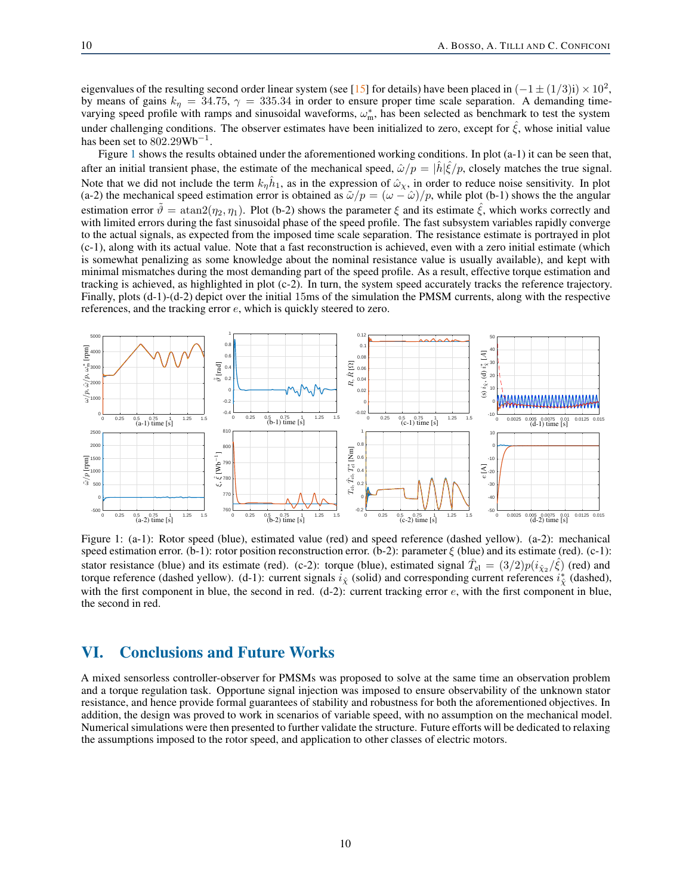eigenvalues of the resulting second order linear system (see [15] for details) have been placed in $(-1 \pm (1/3)\mathrm{i}) \times 10^2$, by means of gains $k_\eta = 34.75$, $\gamma = 335.34$ in order to ensure proper time scale separation. A demanding time-varying speed profile with ramps and sinusoidal waveforms, $\omega_\mathrm{m}^*$, has been selected as benchmark to test the system under challenging conditions. The observer estimates have been initialized to zero, except for $\hat{\xi}$, whose initial value has been set to $802.29\mathrm{Wb}^{-1}$.

Figure 1 shows the results obtained under the aforementioned working conditions. In plot (a-1) it can be seen that, after an initial transient phase, the estimate of the mechanical speed, $\hat{\omega}/p = |\hat{h}|\hat{\xi}/p$, closely matches the true signal. Note that we did not include the term $k_\eta \hat{h}_1$, as in the expression of $\hat{\omega}_\chi$, in order to reduce noise sensitivity. In plot (a-2) the mechanical speed estimation error is obtained as $\tilde{\omega}/p = (\omega - \hat{\omega})/p$, while plot (b-1) shows the the angular estimation error $\tilde{\vartheta} = \mathrm{atan2}(\eta_2, \eta_1)$. Plot (b-2) shows the parameter $\xi$ and its estimate $\hat{\xi}$, which works correctly and with limited errors during the fast sinusoidal phase of the speed profile. The fast subsystem variables rapidly converge to the actual signals, as expected from the imposed time scale separation. The resistance estimate is portrayed in plot (c-1), along with its actual value. Note that a fast reconstruction is achieved, even with a zero initial estimate (which is somewhat penalizing as some knowledge about the nominal resistance value is usually available), and kept with minimal mismatches during the most demanding part of the speed profile. As a result, effective torque estimation and tracking is achieved, as highlighted in plot (c-2). In turn, the system speed accurately tracks the reference trajectory. Finally, plots (d-1)-(d-2) depict over the initial 15ms of the simulation the PMSM currents, along with the respective references, and the tracking error $e$, which is quickly steered to zero.

Figure 1: (a-1): Rotor speed (blue), estimated value (red) and speed reference (dashed yellow). (a-2): mechanical speed estimation error. (b-1): rotor position reconstruction error. (b-2): parameter $\xi$ (blue) and its estimate (red). (c-1): stator resistance (blue) and its estimate (red). (c-2): torque (blue), estimated signal $\hat{T}_\mathrm{el} = (3/2)p(i_{\hat{\chi}_2}/\hat{\xi})$ (red) and torque reference (dashed yellow). (d-1): current signals $i_{\hat{\chi}}$ (solid) and corresponding current references $i_{\hat{\chi}}^*$ (dashed), with the first component in blue, the second in red. (d-2): current tracking error $e$, with the first component in blue, the second in red.

# VI. Conclusions and Future Works

A mixed sensorless controller-observer for PMSMs was proposed to solve at the same time an observation problem and a torque regulation task. Opportune signal injection was imposed to ensure observability of the unknown stator resistance, and hence provide formal guarantees of stability and robustness for both the aforementioned objectives. In addition, the design was proved to work in scenarios of variable speed, with no assumption on the mechanical model. Numerical simulations were then presented to further validate the structure. Future efforts will be dedicated to relaxing the assumptions imposed to the rotor speed, and application to other classes of electric motors.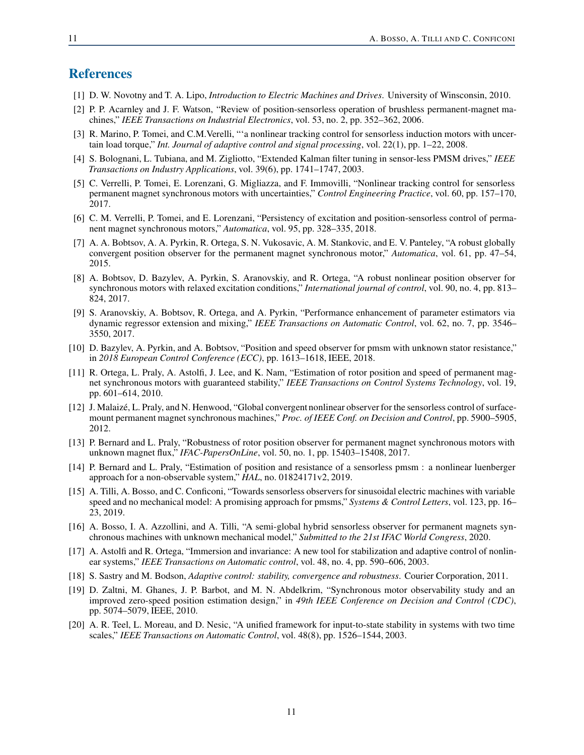## References

[1] D. W. Novotny and T. A. Lipo, *Introduction to Electric Machines and Drives*. University of Winsconsin, 2010.

[2] P. P. Acarnley and J. F. Watson, "Review of position-sensorless operation of brushless permanent-magnet machines," *IEEE Transactions on Industrial Electronics*, vol. 53, no. 2, pp. 352–362, 2006.

[3] R. Marino, P. Tomei, and C.M.Verelli, "'a nonlinear tracking control for sensorless induction motors with uncertain load torque," *Int. Journal of adaptive control and signal processing*, vol. 22(1), pp. 1–22, 2008.

[4] S. Bolognani, L. Tubiana, and M. Zigliotto, "Extended Kalman filter tuning in sensor-less PMSM drives," *IEEE Transactions on Industry Applications*, vol. 39(6), pp. 1741–1747, 2003.

[5] C. Verrelli, P. Tomei, E. Lorenzani, G. Migliazza, and F. Immovilli, "Nonlinear tracking control for sensorless permanent magnet synchronous motors with uncertainties," *Control Engineering Practice*, vol. 60, pp. 157–170, 2017.

[6] C. M. Verrelli, P. Tomei, and E. Lorenzani, "Persistency of excitation and position-sensorless control of permanent magnet synchronous motors," *Automatica*, vol. 95, pp. 328–335, 2018.

[7] A. A. Bobtsov, A. A. Pyrkin, R. Ortega, S. N. Vukosavic, A. M. Stankovic, and E. V. Panteley, "A robust globally convergent position observer for the permanent magnet synchronous motor," *Automatica*, vol. 61, pp. 47–54, 2015.

[8] A. Bobtsov, D. Bazylev, A. Pyrkin, S. Aranovskiy, and R. Ortega, "A robust nonlinear position observer for synchronous motors with relaxed excitation conditions," *International journal of control*, vol. 90, no. 4, pp. 813–824, 2017.

[9] S. Aranovskiy, A. Bobtsov, R. Ortega, and A. Pyrkin, "Performance enhancement of parameter estimators via dynamic regressor extension and mixing," *IEEE Transactions on Automatic Control*, vol. 62, no. 7, pp. 3546–3550, 2017.

[10] D. Bazylev, A. Pyrkin, and A. Bobtsov, "Position and speed observer for pmsm with unknown stator resistance," in *2018 European Control Conference (ECC)*, pp. 1613–1618, IEEE, 2018.

[11] R. Ortega, L. Praly, A. Astolfi, J. Lee, and K. Nam, "Estimation of rotor position and speed of permanent magnet synchronous motors with guaranteed stability," *IEEE Transactions on Control Systems Technology*, vol. 19, pp. 601–614, 2010.

[12] J. Malaizé, L. Praly, and N. Henwood, "Global convergent nonlinear observer for the sensorless control of surface-mount permanent magnet synchronous machines," *Proc. of IEEE Conf. on Decision and Control*, pp. 5900–5905, 2012.

[13] P. Bernard and L. Praly, "Robustness of rotor position observer for permanent magnet synchronous motors with unknown magnet flux," *IFAC-PapersOnLine*, vol. 50, no. 1, pp. 15403–15408, 2017.

[14] P. Bernard and L. Praly, "Estimation of position and resistance of a sensorless pmsm : a nonlinear luenberger approach for a non-observable system," *HAL*, no. 01824171v2, 2019.

[15] A. Tilli, A. Bosso, and C. Conficoni, "Towards sensorless observers for sinusoidal electric machines with variable speed and no mechanical model: A promising approach for pmsms," *Systems & Control Letters*, vol. 123, pp. 16–23, 2019.

[16] A. Bosso, I. A. Azzollini, and A. Tilli, "A semi-global hybrid sensorless observer for permanent magnets synchronous machines with unknown mechanical model," *Submitted to the 21st IFAC World Congress*, 2020.

[17] A. Astolfi and R. Ortega, "Immersion and invariance: A new tool for stabilization and adaptive control of nonlinear systems," *IEEE Transactions on Automatic control*, vol. 48, no. 4, pp. 590–606, 2003.

[18] S. Sastry and M. Bodson, *Adaptive control: stability, convergence and robustness*. Courier Corporation, 2011.

[19] D. Zaltni, M. Ghanes, J. P. Barbot, and M. N. Abdelkrim, "Synchronous motor observability study and an improved zero-speed position estimation design," in *49th IEEE Conference on Decision and Control (CDC)*, pp. 5074–5079, IEEE, 2010.

[20] A. R. Teel, L. Moreau, and D. Nesic, "A unified framework for input-to-state stability in systems with two time scales," *IEEE Transactions on Automatic Control*, vol. 48(8), pp. 1526–1544, 2003.